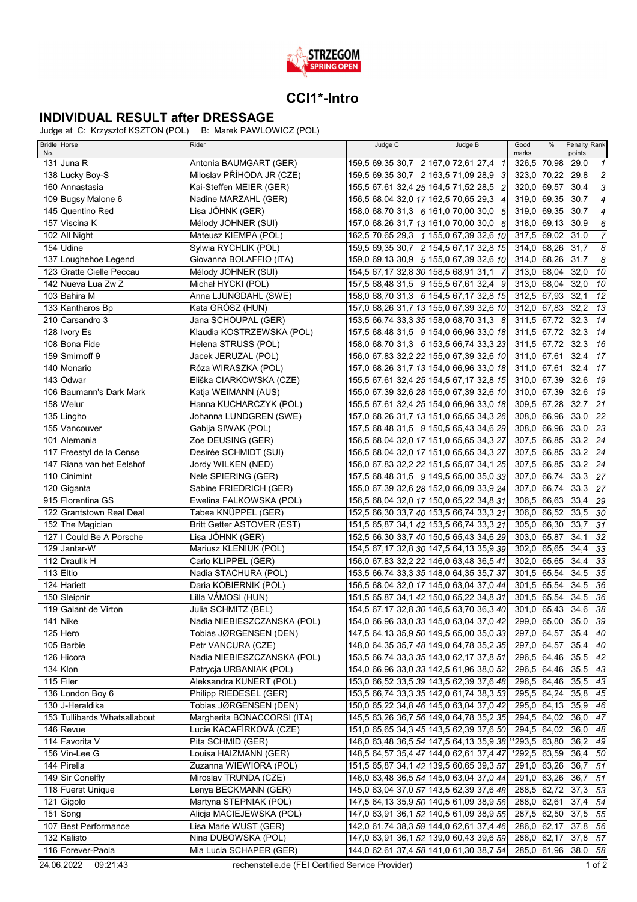STRZEGOM SPRING OPEN

## CCI1*-Intro

# INDIVIDUAL RESULT after DRESSAGE

Judge at C: Krzysztof KSZTON (POL) B: Marek PAWLOWICZ (POL)

| Bridle No. | Horse | Rider | Judge C | | | | Judge B | | | | Good marks | % | Penalty points | Rank |
|---|---|---|---|---|---|---|---|---|---|---|---|---|---|---|
| 131 | Juna R | Antonia BAUMGART (GER) | 159,5 | 69,35 | 30,7 | 2 | 167,0 | 72,61 | 27,4 | 1 | 326,5 | 70,98 | 29,0 | 1 |
| 138 | Lucky Boy-S | Miloslav PŘÍHODA JR (CZE) | 159,5 | 69,35 | 30,7 | 2 | 163,5 | 71,09 | 28,9 | 3 | 323,0 | 70,22 | 29,8 | 2 |
| 160 | Annastasia | Kai-Steffen MEIER (GER) | 155,5 | 67,61 | 32,4 | 25 | 164,5 | 71,52 | 28,5 | 2 | 320,0 | 69,57 | 30,4 | 3 |
| 109 | Bugsy Malone 6 | Nadine MARZAHL (GER) | 156,5 | 68,04 | 32,0 | 17 | 162,5 | 70,65 | 29,3 | 4 | 319,0 | 69,35 | 30,7 | 4 |
| 145 | Quentino Red | Lisa JÖHNK (GER) | 158,0 | 68,70 | 31,3 | 6 | 161,0 | 70,00 | 30,0 | 5 | 319,0 | 69,35 | 30,7 | 4 |
| 157 | Viscina K | Mélody JOHNER (SUI) | 157,0 | 68,26 | 31,7 | 13 | 161,0 | 70,00 | 30,0 | 6 | 318,0 | 69,13 | 30,9 | 6 |
| 102 | All Night | Mateusz KIEMPA (POL) | 162,5 | 70,65 | 29,3 | 1 | 155,0 | 67,39 | 32,6 | 10 | 317,5 | 69,02 | 31,0 | 7 |
| 154 | Udine | Sylwia RYCHLIK (POL) | 159,5 | 69,35 | 30,7 | 2 | 154,5 | 67,17 | 32,8 | 15 | 314,0 | 68,26 | 31,7 | 8 |
| 137 | Loughehoe Legend | Giovanna BOLAFFIO (ITA) | 159,0 | 69,13 | 30,9 | 5 | 155,0 | 67,39 | 32,6 | 10 | 314,0 | 68,26 | 31,7 | 8 |
| 123 | Gratte Cielle Peccau | Mélody JOHNER (SUI) | 154,5 | 67,17 | 32,8 | 30 | 158,5 | 68,91 | 31,1 | 7 | 313,0 | 68,04 | 32,0 | 10 |
| 142 | Nueva Lua Zw Z | Michał HYCKI (POL) | 157,5 | 68,48 | 31,5 | 9 | 155,5 | 67,61 | 32,4 | 9 | 313,0 | 68,04 | 32,0 | 10 |
| 103 | Bahira M | Anna LJUNGDAHL (SWE) | 158,0 | 68,70 | 31,3 | 6 | 154,5 | 67,17 | 32,8 | 15 | 312,5 | 67,93 | 32,1 | 12 |
| 133 | Kantharos Bp | Kata GRÓSZ (HUN) | 157,0 | 68,26 | 31,7 | 13 | 155,0 | 67,39 | 32,6 | 10 | 312,0 | 67,83 | 32,2 | 13 |
| 210 | Carsandro 3 | Jana SCHOUPAL (GER) | 153,5 | 66,74 | 33,3 | 35 | 158,0 | 68,70 | 31,3 | 8 | 311,5 | 67,72 | 32,3 | 14 |
| 128 | Ivory Es | Klaudia KOSTRZEWSKA (POL) | 157,5 | 68,48 | 31,5 | 9 | 154,0 | 66,96 | 33,0 | 18 | 311,5 | 67,72 | 32,3 | 14 |
| 108 | Bona Fide | Helena STRUSS (POL) | 158,0 | 68,70 | 31,3 | 6 | 153,5 | 66,74 | 33,3 | 23 | 311,5 | 67,72 | 32,3 | 16 |
| 159 | Smirnoff 9 | Jacek JERUZAL (POL) | 156,0 | 67,83 | 32,2 | 22 | 155,0 | 67,39 | 32,6 | 10 | 311,0 | 67,61 | 32,4 | 17 |
| 140 | Monario | Róza WIRASZKA (POL) | 157,0 | 68,26 | 31,7 | 13 | 154,0 | 66,96 | 33,0 | 18 | 311,0 | 67,61 | 32,4 | 17 |
| 143 | Odwar | Eliška CIARKOWSKA (CZE) | 155,5 | 67,61 | 32,4 | 25 | 154,5 | 67,17 | 32,8 | 15 | 310,0 | 67,39 | 32,6 | 19 |
| 106 | Baumann's Dark Mark | Katja WEIMANN (AUS) | 155,0 | 67,39 | 32,6 | 28 | 155,0 | 67,39 | 32,6 | 10 | 310,0 | 67,39 | 32,6 | 19 |
| 158 | Welur | Hanna KUCHARCZYK (POL) | 155,5 | 67,61 | 32,4 | 25 | 154,0 | 66,96 | 33,0 | 18 | 309,5 | 67,28 | 32,7 | 21 |
| 135 | Lingho | Johanna LUNDGREN (SWE) | 157,0 | 68,26 | 31,7 | 13 | 151,0 | 65,65 | 34,3 | 26 | 308,0 | 66,96 | 33,0 | 22 |
| 155 | Vancouver | Gabija SIWAK (POL) | 157,5 | 68,48 | 31,5 | 9 | 150,5 | 65,43 | 34,6 | 29 | 308,0 | 66,96 | 33,0 | 23 |
| 101 | Alemania | Zoe DEUSING (GER) | 156,5 | 68,04 | 32,0 | 17 | 151,0 | 65,65 | 34,3 | 27 | 307,5 | 66,85 | 33,2 | 24 |
| 117 | Freestyl de la Cense | Desirée SCHMIDT (SUI) | 156,5 | 68,04 | 32,0 | 17 | 151,0 | 65,65 | 34,3 | 27 | 307,5 | 66,85 | 33,2 | 24 |
| 147 | Riana van het Eelshof | Jordy WILKEN (NED) | 156,0 | 67,83 | 32,2 | 22 | 151,5 | 65,87 | 34,1 | 25 | 307,5 | 66,85 | 33,2 | 24 |
| 110 | Cinimint | Nele SPIERING (GER) | 157,5 | 68,48 | 31,5 | 9 | 149,5 | 65,00 | 35,0 | 33 | 307,0 | 66,74 | 33,3 | 27 |
| 120 | Giganta | Sabine FRIEDRICH (GER) | 155,0 | 67,39 | 32,6 | 28 | 152,0 | 66,09 | 33,9 | 24 | 307,0 | 66,74 | 33,3 | 27 |
| 915 | Florentina GS | Ewelina FALKOWSKA (POL) | 156,5 | 68,04 | 32,0 | 17 | 150,0 | 65,22 | 34,8 | 31 | 306,5 | 66,63 | 33,4 | 29 |
| 122 | Grantstown Real Deal | Tabea KNÜPPEL (GER) | 152,5 | 66,30 | 33,7 | 40 | 153,5 | 66,74 | 33,3 | 21 | 306,0 | 66,52 | 33,5 | 30 |
| 152 | The Magician | Britt Getter ASTOVER (EST) | 151,5 | 65,87 | 34,1 | 42 | 153,5 | 66,74 | 33,3 | 21 | 305,0 | 66,30 | 33,7 | 31 |
| 127 | I Could Be A Porsche | Lisa JÖHNK (GER) | 152,5 | 66,30 | 33,7 | 40 | 150,5 | 65,43 | 34,6 | 29 | 303,0 | 65,87 | 34,1 | 32 |
| 129 | Jantar-W | Mariusz KLENIUK (POL) | 154,5 | 67,17 | 32,8 | 30 | 147,5 | 64,13 | 35,9 | 39 | 302,0 | 65,65 | 34,4 | 33 |
| 112 | Draulik H | Carlo KLIPPEL (GER) | 156,0 | 67,83 | 32,2 | 22 | 146,0 | 63,48 | 36,5 | 41 | 302,0 | 65,65 | 34,4 | 33 |
| 113 | Eltio | Nadia STACHURA (POL) | 153,5 | 66,74 | 33,3 | 35 | 148,0 | 64,35 | 35,7 | 37 | 301,5 | 65,54 | 34,5 | 35 |
| 124 | Hariett | Daria KOBIERNIK (POL) | 156,5 | 68,04 | 32,0 | 17 | 145,0 | 63,04 | 37,0 | 44 | 301,5 | 65,54 | 34,5 | 36 |
| 150 | Sleipnir | Lilla VÁMOSI (HUN) | 151,5 | 65,87 | 34,1 | 42 | 150,0 | 65,22 | 34,8 | 31 | 301,5 | 65,54 | 34,5 | 36 |
| 119 | Galant de Virton | Julia SCHMITZ (BEL) | 154,5 | 67,17 | 32,8 | 30 | 146,5 | 63,70 | 36,3 | 40 | 301,0 | 65,43 | 34,6 | 38 |
| 141 | Nike | Nadia NIEBIESZCZANSKA (POL) | 154,0 | 66,96 | 33,0 | 33 | 145,0 | 63,04 | 37,0 | 42 | 299,0 | 65,00 | 35,0 | 39 |
| 125 | Hero | Tobias JØRGENSEN (DEN) | 147,5 | 64,13 | 35,9 | 50 | 149,5 | 65,00 | 35,0 | 33 | 297,0 | 64,57 | 35,4 | 40 |
| 105 | Barbie | Petr VANCURA (CZE) | 148,0 | 64,35 | 35,7 | 48 | 149,0 | 64,78 | 35,2 | 35 | 297,0 | 64,57 | 35,4 | 40 |
| 126 | Hicora | Nadia NIEBIESZCZANSKA (POL) | 153,5 | 66,74 | 33,3 | 35 | 143,0 | 62,17 | 37,8 | 51 | 296,5 | 64,46 | 35,5 | 42 |
| 134 | Klon | Patrycja URBANIAK (POL) | 154,0 | 66,96 | 33,0 | 33 | 142,5 | 61,96 | 38,0 | 52 | 296,5 | 64,46 | 35,5 | 43 |
| 115 | Filer | Aleksandra KUNERT (POL) | 153,0 | 66,52 | 33,5 | 39 | 143,5 | 62,39 | 37,6 | 48 | 296,5 | 64,46 | 35,5 | 43 |
| 136 | London Boy 6 | Philipp RIEDESEL (GER) | 153,5 | 66,74 | 33,3 | 35 | 142,0 | 61,74 | 38,3 | 53 | 295,5 | 64,24 | 35,8 | 45 |
| 130 | J-Heraldika | Tobias JØRGENSEN (DEN) | 150,0 | 65,22 | 34,8 | 46 | 145,0 | 63,04 | 37,0 | 42 | 295,0 | 64,13 | 35,9 | 46 |
| 153 | Tullibards Whatsallabout | Margherita BONACCORSI (ITA) | 145,5 | 63,26 | 36,7 | 56 | 149,0 | 64,78 | 35,2 | 35 | 294,5 | 64,02 | 36,0 | 47 |
| 146 | Revue | Lucie KACAFÍRKOVÁ (CZE) | 151,0 | 65,65 | 34,3 | 45 | 143,5 | 62,39 | 37,6 | 50 | 294,5 | 64,02 | 36,0 | 48 |
| 114 | Favorita V | Pita SCHMID (GER) | 146,0 | 63,48 | 36,5 | 54 | 147,5 | 64,13 | 35,9 | 38 | [1]293,5 | 63,80 | 36,2 | 49 |
| 156 | Vin-Lee G | Louisa HAIZMANN (GER) | 148,5 | 64,57 | 35,4 | 47 | 144,0 | 62,61 | 37,4 | 47 | [1]292,5 | 63,59 | 36,4 | 50 |
| 144 | Pirella | Zuzanna WIEWIORA (POL) | 151,5 | 65,87 | 34,1 | 42 | 139,5 | 60,65 | 39,3 | 57 | 291,0 | 63,26 | 36,7 | 51 |
| 149 | Sir Conelfly | Miroslav TRUNDA (CZE) | 146,0 | 63,48 | 36,5 | 54 | 145,0 | 63,04 | 37,0 | 44 | 291,0 | 63,26 | 36,7 | 51 |
| 118 | Fuerst Unique | Lenya BECKMANN (GER) | 145,0 | 63,04 | 37,0 | 57 | 143,5 | 62,39 | 37,6 | 48 | 288,5 | 62,72 | 37,3 | 53 |
| 121 | Gigolo | Martyna STEPNIAK (POL) | 147,5 | 64,13 | 35,9 | 50 | 140,5 | 61,09 | 38,9 | 56 | 288,0 | 62,61 | 37,4 | 54 |
| 151 | Song | Alicja MACIEJEWSKA (POL) | 147,0 | 63,91 | 36,1 | 52 | 140,5 | 61,09 | 38,9 | 55 | 287,5 | 62,50 | 37,5 | 55 |
| 107 | Best Performance | Lisa Marie WUST (GER) | 142,0 | 61,74 | 38,3 | 59 | 144,0 | 62,61 | 37,4 | 46 | 286,0 | 62,17 | 37,8 | 56 |
| 132 | Kalisto | Nina DUBOWSKA (POL) | 147,0 | 63,91 | 36,1 | 52 | 139,0 | 60,43 | 39,6 | 59 | 286,0 | 62,17 | 37,8 | 57 |
| 116 | Forever-Paola | Mia Lucia SCHAPER (GER) | 144,0 | 62,61 | 37,4 | 58 | 141,0 | 61,30 | 38,7 | 54 | 285,0 | 61,96 | 38,0 | 58 |

24.06.2022 09:21:43 rechenstelle.de (FEI Certified Service Provider)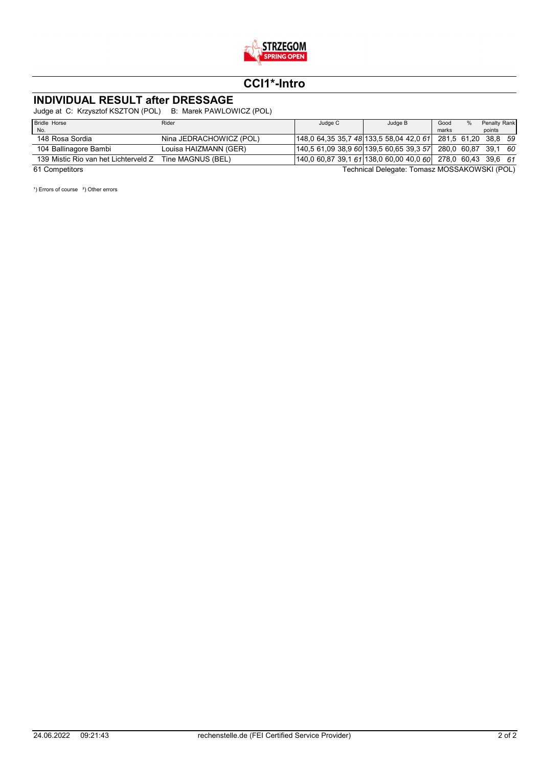# CCI1*-Intro

## INDIVIDUAL RESULT after DRESSAGE

Judge at C: Krzysztof KSZTON (POL) B: Marek PAWLOWICZ (POL)

| Bridle No. | Horse | Rider | Judge C | | | | Judge B | | | | Good marks | % | Penalty points | Rank |
|---|---|---|---|---|---|---|---|---|---|---|---|---|---|---|
| 148 | Rosa Sordia | Nina JEDRACHOWICZ (POL) | 148,0 | 64,35 | 35,7 | *48* | 133,5 | 58,04 | 42,0 | *61* | 281,5 | 61,20 | 38,8 | *59* |
| 104 | Ballinagore Bambi | Louisa HAIZMANN (GER) | 140,5 | 61,09 | 38,9 | *60* | 139,5 | 60,65 | 39,3 | *57* | 280,0 | 60,87 | 39,1 | *60* |
| 139 | Mistic Rio van het Lichterveld Z | Tine MAGNUS (BEL) | 140,0 | 60,87 | 39,1 | *61* | 138,0 | 60,00 | 40,0 | *60* | 278,0 | 60,43 | 39,6 | *61* |

61 Competitors

Technical Delegate: Tomasz MOSSAKOWSKI (POL)

[1]) Errors of course [2]) Other errors

24.06.2022 09:21:43 rechenstelle.de (FEI Certified Service Provider)